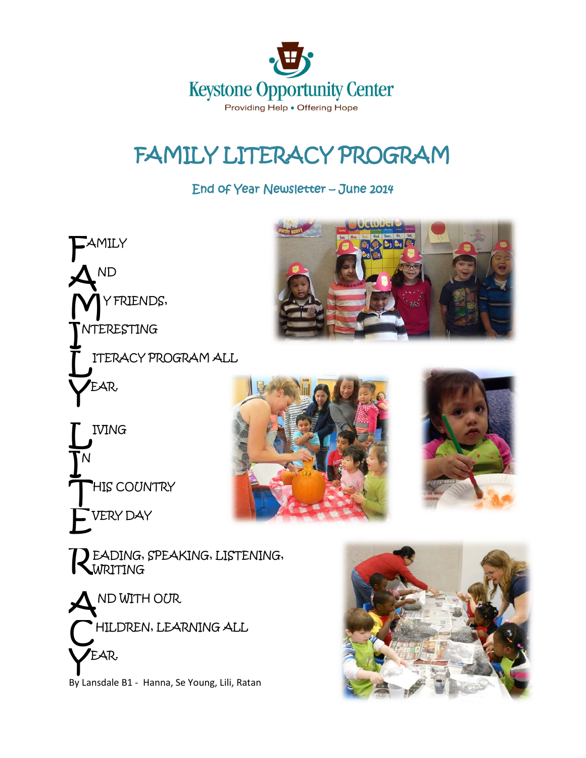Keystone Opportunity Center

Providing Help • Offering Hope

# FAMILY LITERACY PROGRAM

## End of Year Newsletter – June 2014

**F**AMILY
**A**ND
**M**Y FRIENDS,
**I**NTERESTING
**L**ITERACY PROGRAM ALL
**Y**EAR.

**L**IVING
**I**N
**T**HIS COUNTRY
**E**VERY DAY

**R**EADING, SPEAKING, LISTENING, WRITING

**A**ND WITH OUR
**C**HILDREN, LEARNING ALL
**Y**EAR.

By Lansdale B1 - Hanna, Se Young, Lili, Ratan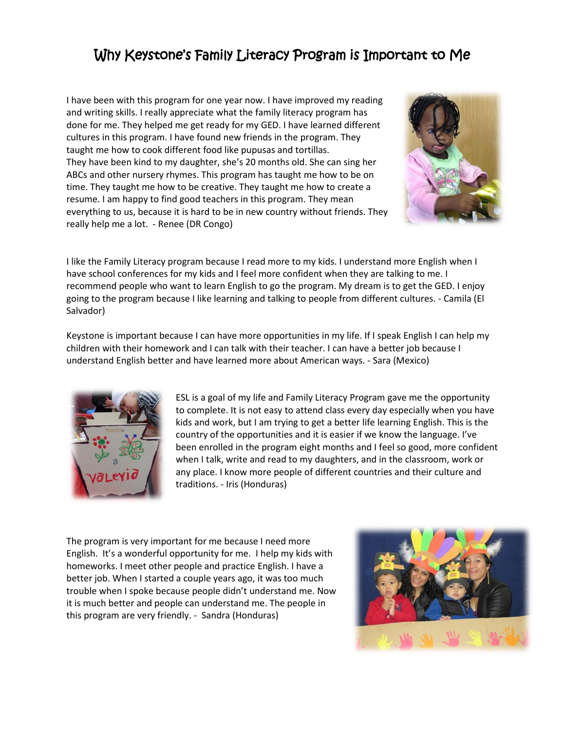# Why Keystone's Family Literacy Program is Important to Me

I have been with this program for one year now. I have improved my reading and writing skills. I really appreciate what the family literacy program has done for me. They helped me get ready for my GED. I have learned different cultures in this program. I have found new friends in the program. They taught me how to cook different food like pupusas and tortillas. They have been kind to my daughter, she's 20 months old. She can sing her ABCs and other nursery rhymes. This program has taught me how to be on time. They taught me how to be creative. They taught me how to create a resume. I am happy to find good teachers in this program. They mean everything to us, because it is hard to be in new country without friends. They really help me a lot. - Renee (DR Congo)

I like the Family Literacy program because I read more to my kids. I understand more English when I have school conferences for my kids and I feel more confident when they are talking to me. I recommend people who want to learn English to go the program. My dream is to get the GED. I enjoy going to the program because I like learning and talking to people from different cultures. - Camila (El Salvador)

Keystone is important because I can have more opportunities in my life. If I speak English I can help my children with their homework and I can talk with their teacher. I can have a better job because I understand English better and have learned more about American ways. - Sara (Mexico)

ESL is a goal of my life and Family Literacy Program gave me the opportunity to complete. It is not easy to attend class every day especially when you have kids and work, but I am trying to get a better life learning English. This is the country of the opportunities and it is easier if we know the language. I've been enrolled in the program eight months and I feel so good, more confident when I talk, write and read to my daughters, and in the classroom, work or any place. I know more people of different countries and their culture and traditions. - Iris (Honduras)

The program is very important for me because I need more English. It's a wonderful opportunity for me. I help my kids with homeworks. I meet other people and practice English. I have a better job. When I started a couple years ago, it was too much trouble when I spoke because people didn't understand me. Now it is much better and people can understand me. The people in this program are very friendly. - Sandra (Honduras)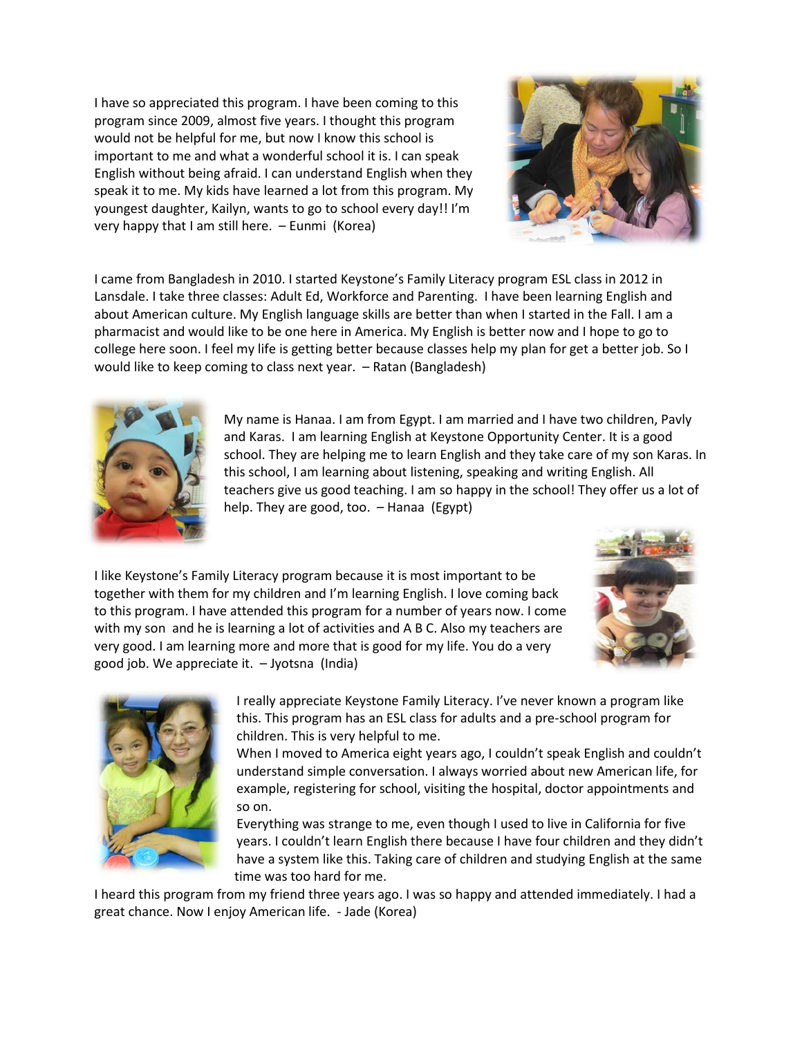I have so appreciated this program. I have been coming to this program since 2009, almost five years. I thought this program would not be helpful for me, but now I know this school is important to me and what a wonderful school it is. I can speak English without being afraid. I can understand English when they speak it to me. My kids have learned a lot from this program. My youngest daughter, Kailyn, wants to go to school every day!! I'm very happy that I am still here. – Eunmi (Korea)

I came from Bangladesh in 2010. I started Keystone's Family Literacy program ESL class in 2012 in Lansdale. I take three classes: Adult Ed, Workforce and Parenting. I have been learning English and about American culture. My English language skills are better than when I started in the Fall. I am a pharmacist and would like to be one here in America. My English is better now and I hope to go to college here soon. I feel my life is getting better because classes help my plan for get a better job. So I would like to keep coming to class next year. – Ratan (Bangladesh)

My name is Hanaa. I am from Egypt. I am married and I have two children, Pavly and Karas. I am learning English at Keystone Opportunity Center. It is a good school. They are helping me to learn English and they take care of my son Karas. In this school, I am learning about listening, speaking and writing English. All teachers give us good teaching. I am so happy in the school! They offer us a lot of help. They are good, too. – Hanaa (Egypt)

I like Keystone's Family Literacy program because it is most important to be together with them for my children and I'm learning English. I love coming back to this program. I have attended this program for a number of years now. I come with my son and he is learning a lot of activities and A B C. Also my teachers are very good. I am learning more and more that is good for my life. You do a very good job. We appreciate it. – Jyotsna (India)

I really appreciate Keystone Family Literacy. I've never known a program like this. This program has an ESL class for adults and a pre-school program for children. This is very helpful to me.

When I moved to America eight years ago, I couldn't speak English and couldn't understand simple conversation. I always worried about new American life, for example, registering for school, visiting the hospital, doctor appointments and so on.

Everything was strange to me, even though I used to live in California for five years. I couldn't learn English there because I have four children and they didn't have a system like this. Taking care of children and studying English at the same time was too hard for me.

I heard this program from my friend three years ago. I was so happy and attended immediately. I had a great chance. Now I enjoy American life. - Jade (Korea)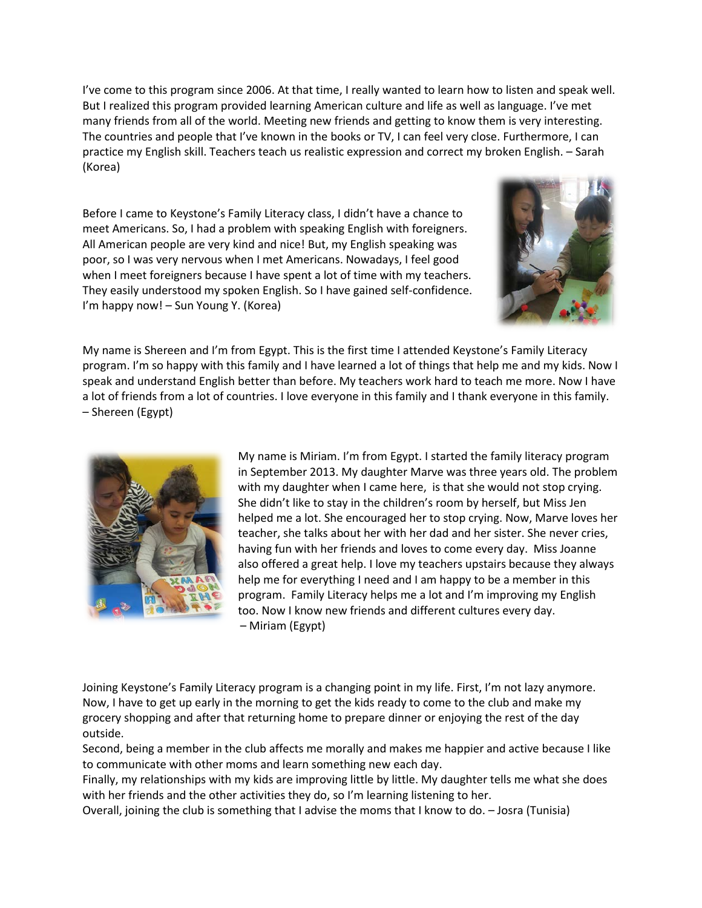I've come to this program since 2006. At that time, I really wanted to learn how to listen and speak well. But I realized this program provided learning American culture and life as well as language. I've met many friends from all of the world. Meeting new friends and getting to know them is very interesting. The countries and people that I've known in the books or TV, I can feel very close. Furthermore, I can practice my English skill. Teachers teach us realistic expression and correct my broken English. – Sarah (Korea)

Before I came to Keystone's Family Literacy class, I didn't have a chance to meet Americans. So, I had a problem with speaking English with foreigners. All American people are very kind and nice! But, my English speaking was poor, so I was very nervous when I met Americans. Nowadays, I feel good when I meet foreigners because I have spent a lot of time with my teachers. They easily understood my spoken English. So I have gained self-confidence. I'm happy now! – Sun Young Y. (Korea)

My name is Shereen and I'm from Egypt. This is the first time I attended Keystone's Family Literacy program. I'm so happy with this family and I have learned a lot of things that help me and my kids. Now I speak and understand English better than before. My teachers work hard to teach me more. Now I have a lot of friends from a lot of countries. I love everyone in this family and I thank everyone in this family. – Shereen (Egypt)

My name is Miriam. I'm from Egypt. I started the family literacy program in September 2013. My daughter Marve was three years old. The problem with my daughter when I came here, is that she would not stop crying. She didn't like to stay in the children's room by herself, but Miss Jen helped me a lot. She encouraged her to stop crying. Now, Marve loves her teacher, she talks about her with her dad and her sister. She never cries, having fun with her friends and loves to come every day. Miss Joanne also offered a great help. I love my teachers upstairs because they always help me for everything I need and I am happy to be a member in this program. Family Literacy helps me a lot and I'm improving my English too. Now I know new friends and different cultures every day.
– Miriam (Egypt)

Joining Keystone's Family Literacy program is a changing point in my life. First, I'm not lazy anymore. Now, I have to get up early in the morning to get the kids ready to come to the club and make my grocery shopping and after that returning home to prepare dinner or enjoying the rest of the day outside.
Second, being a member in the club affects me morally and makes me happier and active because I like to communicate with other moms and learn something new each day.
Finally, my relationships with my kids are improving little by little. My daughter tells me what she does with her friends and the other activities they do, so I'm learning listening to her.
Overall, joining the club is something that I advise the moms that I know to do. – Josra (Tunisia)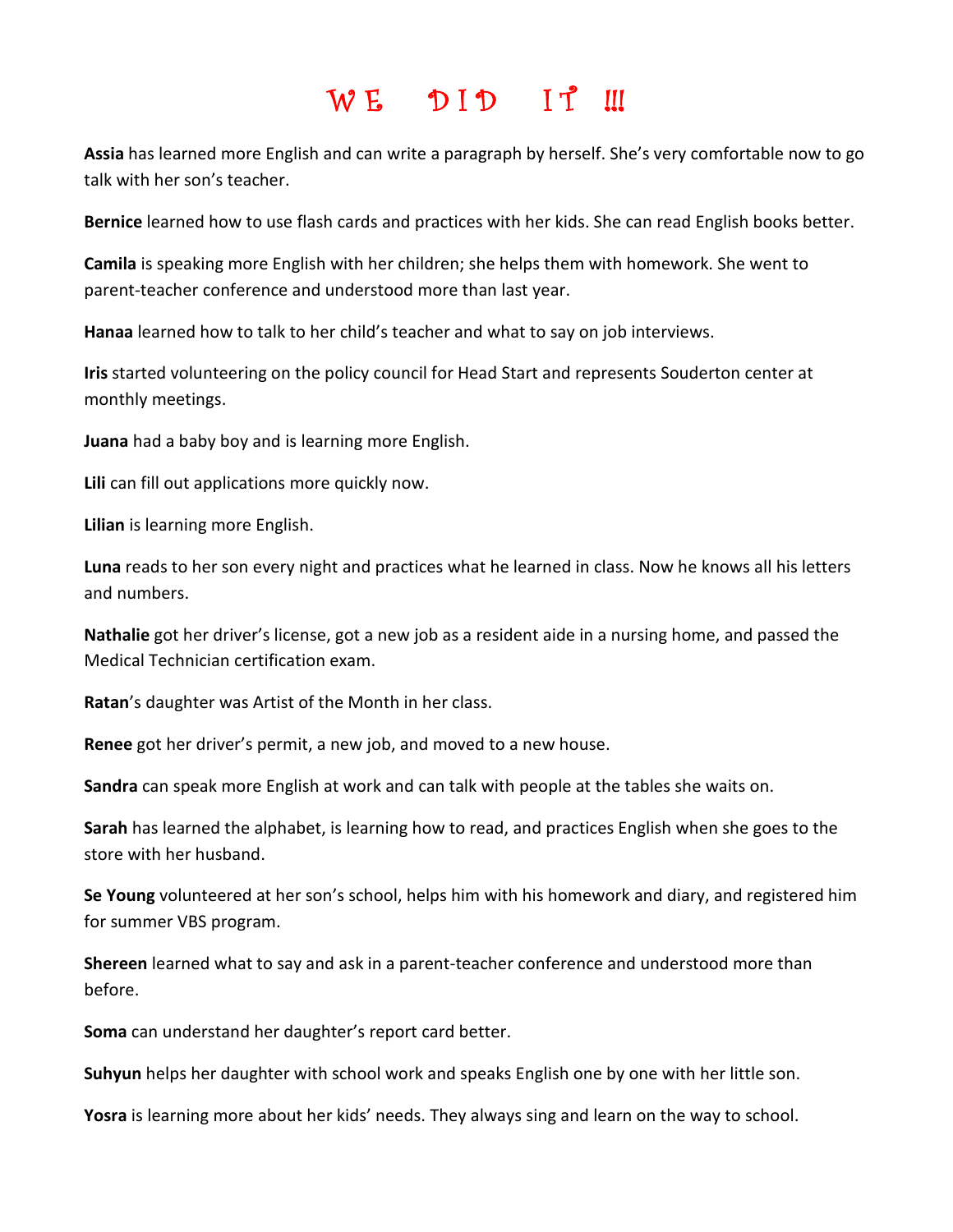# WE DID IT !!!

**Assia** has learned more English and can write a paragraph by herself. She's very comfortable now to go talk with her son's teacher.

**Bernice** learned how to use flash cards and practices with her kids. She can read English books better.

**Camila** is speaking more English with her children; she helps them with homework. She went to parent-teacher conference and understood more than last year.

**Hanaa** learned how to talk to her child's teacher and what to say on job interviews.

**Iris** started volunteering on the policy council for Head Start and represents Souderton center at monthly meetings.

**Juana** had a baby boy and is learning more English.

**Lili** can fill out applications more quickly now.

**Lilian** is learning more English.

**Luna** reads to her son every night and practices what he learned in class. Now he knows all his letters and numbers.

**Nathalie** got her driver's license, got a new job as a resident aide in a nursing home, and passed the Medical Technician certification exam.

**Ratan**'s daughter was Artist of the Month in her class.

**Renee** got her driver's permit, a new job, and moved to a new house.

**Sandra** can speak more English at work and can talk with people at the tables she waits on.

**Sarah** has learned the alphabet, is learning how to read, and practices English when she goes to the store with her husband.

**Se Young** volunteered at her son's school, helps him with his homework and diary, and registered him for summer VBS program.

**Shereen** learned what to say and ask in a parent-teacher conference and understood more than before.

**Soma** can understand her daughter's report card better.

**Suhyun** helps her daughter with school work and speaks English one by one with her little son.

**Yosra** is learning more about her kids' needs. They always sing and learn on the way to school.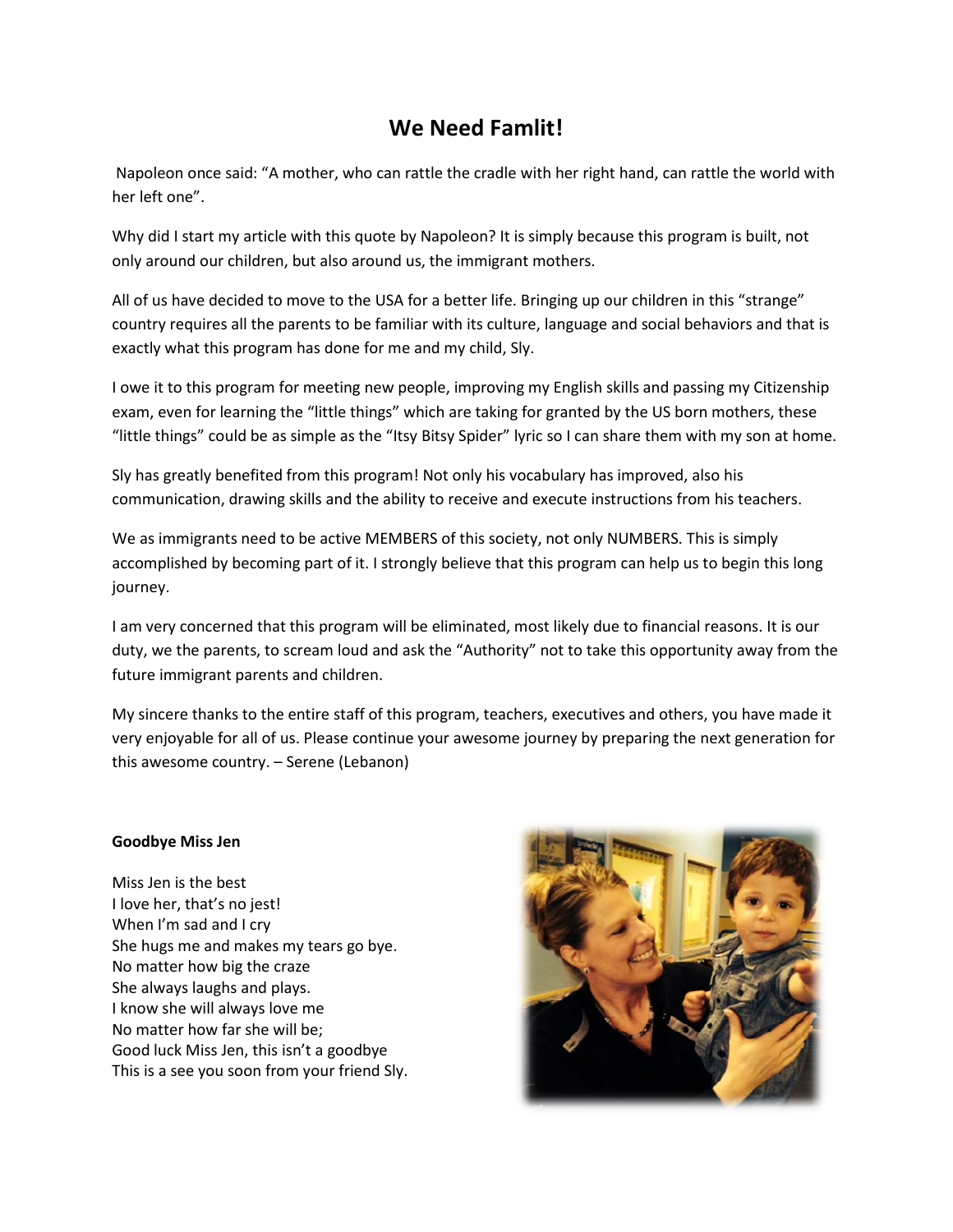# We Need Famlit!

Napoleon once said: “A mother, who can rattle the cradle with her right hand, can rattle the world with her left one”.

Why did I start my article with this quote by Napoleon? It is simply because this program is built, not only around our children, but also around us, the immigrant mothers.

All of us have decided to move to the USA for a better life. Bringing up our children in this “strange” country requires all the parents to be familiar with its culture, language and social behaviors and that is exactly what this program has done for me and my child, Sly.

I owe it to this program for meeting new people, improving my English skills and passing my Citizenship exam, even for learning the “little things” which are taking for granted by the US born mothers, these “little things” could be as simple as the “Itsy Bitsy Spider” lyric so I can share them with my son at home.

Sly has greatly benefited from this program! Not only his vocabulary has improved, also his communication, drawing skills and the ability to receive and execute instructions from his teachers.

We as immigrants need to be active MEMBERS of this society, not only NUMBERS. This is simply accomplished by becoming part of it. I strongly believe that this program can help us to begin this long journey.

I am very concerned that this program will be eliminated, most likely due to financial reasons. It is our duty, we the parents, to scream loud and ask the “Authority” not to take this opportunity away from the future immigrant parents and children.

My sincere thanks to the entire staff of this program, teachers, executives and others, you have made it very enjoyable for all of us. Please continue your awesome journey by preparing the next generation for this awesome country. – Serene (Lebanon)

**Goodbye Miss Jen**

Miss Jen is the best  
I love her, that’s no jest!  
When I’m sad and I cry  
She hugs me and makes my tears go bye.  
No matter how big the craze  
She always laughs and plays.  
I know she will always love me  
No matter how far she will be;  
Good luck Miss Jen, this isn’t a goodbye  
This is a see you soon from your friend Sly.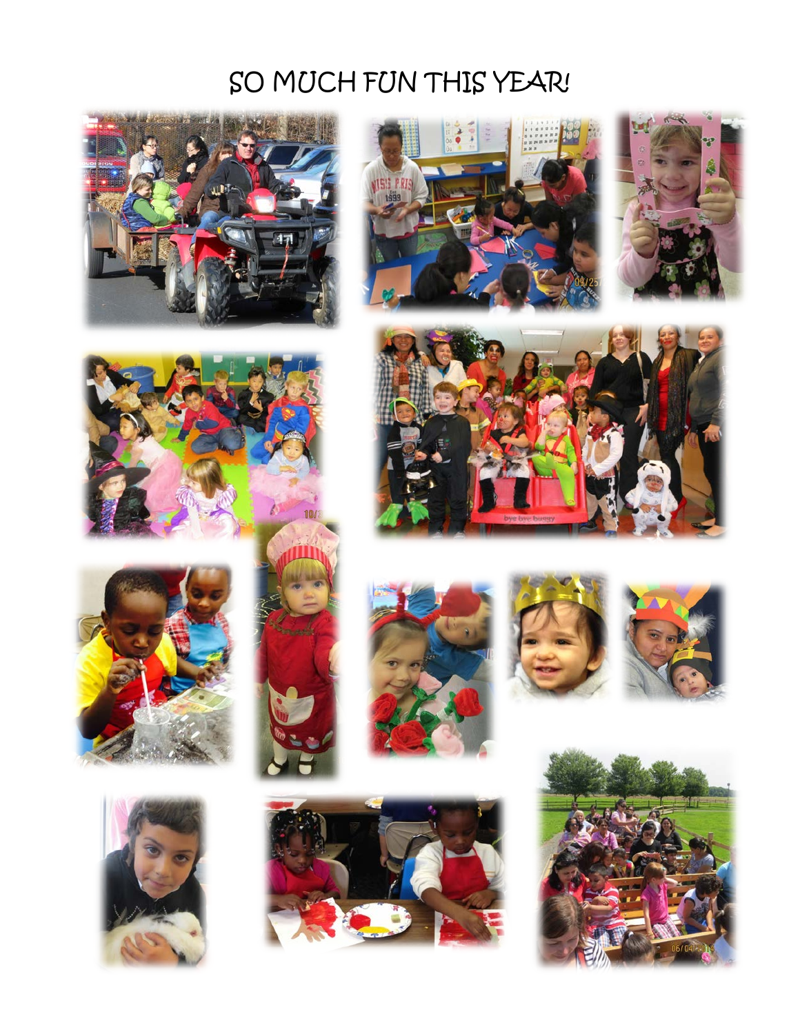# SO MUCH FUN THIS YEAR!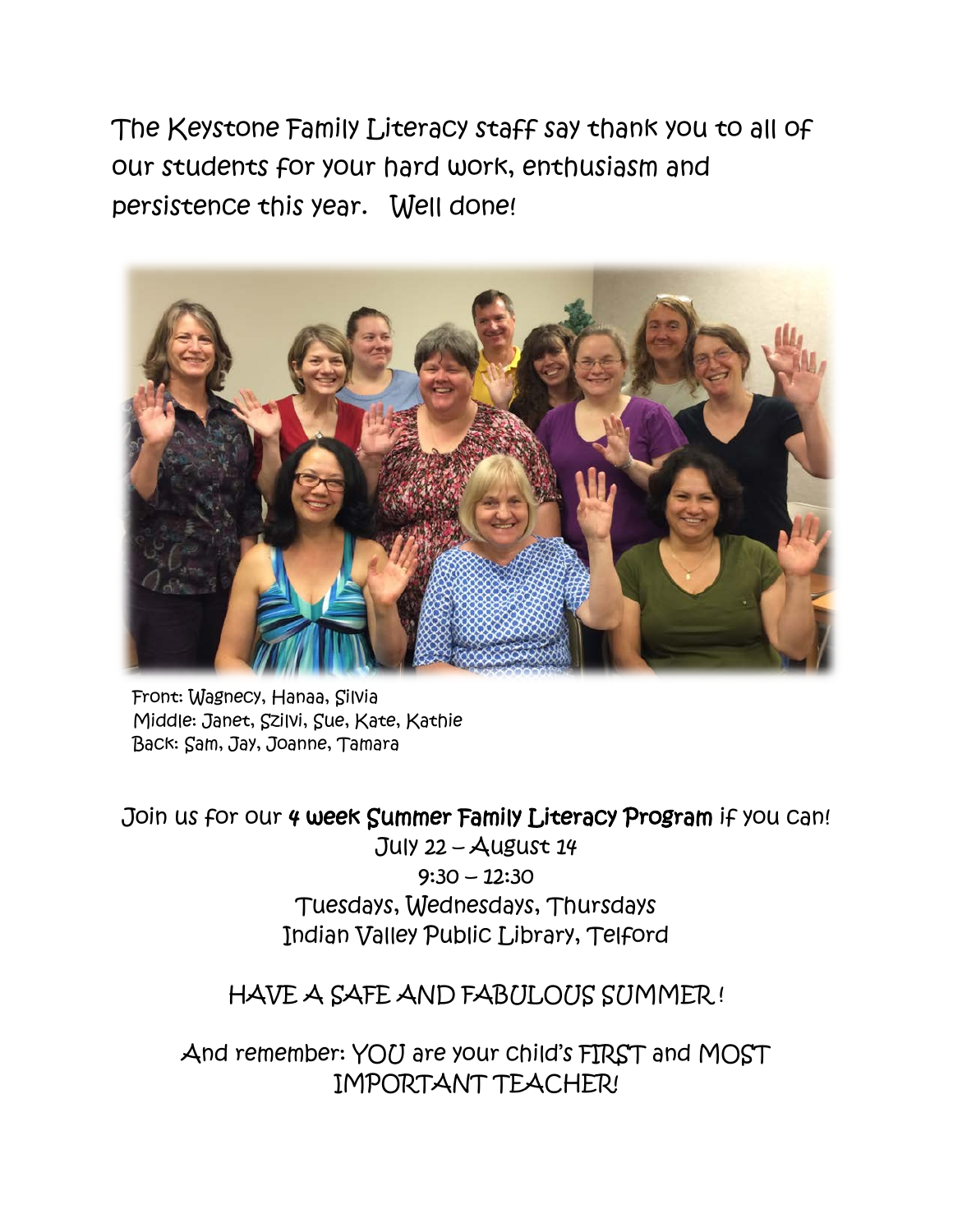The Keystone Family Literacy staff say thank you to all of our students for your hard work, enthusiasm and persistence this year. Well done!

Front: Wagnecy, Hanaa, Silvia
Middle: Janet, Szilvi, Sue, Kate, Kathie
Back: Sam, Jay, Joanne, Tamara

Join us for our **4 week Summer Family Literacy Program** if you can!
July 22 – August 14
9:30 – 12:30
Tuesdays, Wednesdays, Thursdays
Indian Valley Public Library, Telford

HAVE A SAFE AND FABULOUS SUMMER!

And remember: YOU are your child's FIRST and MOST IMPORTANT TEACHER!